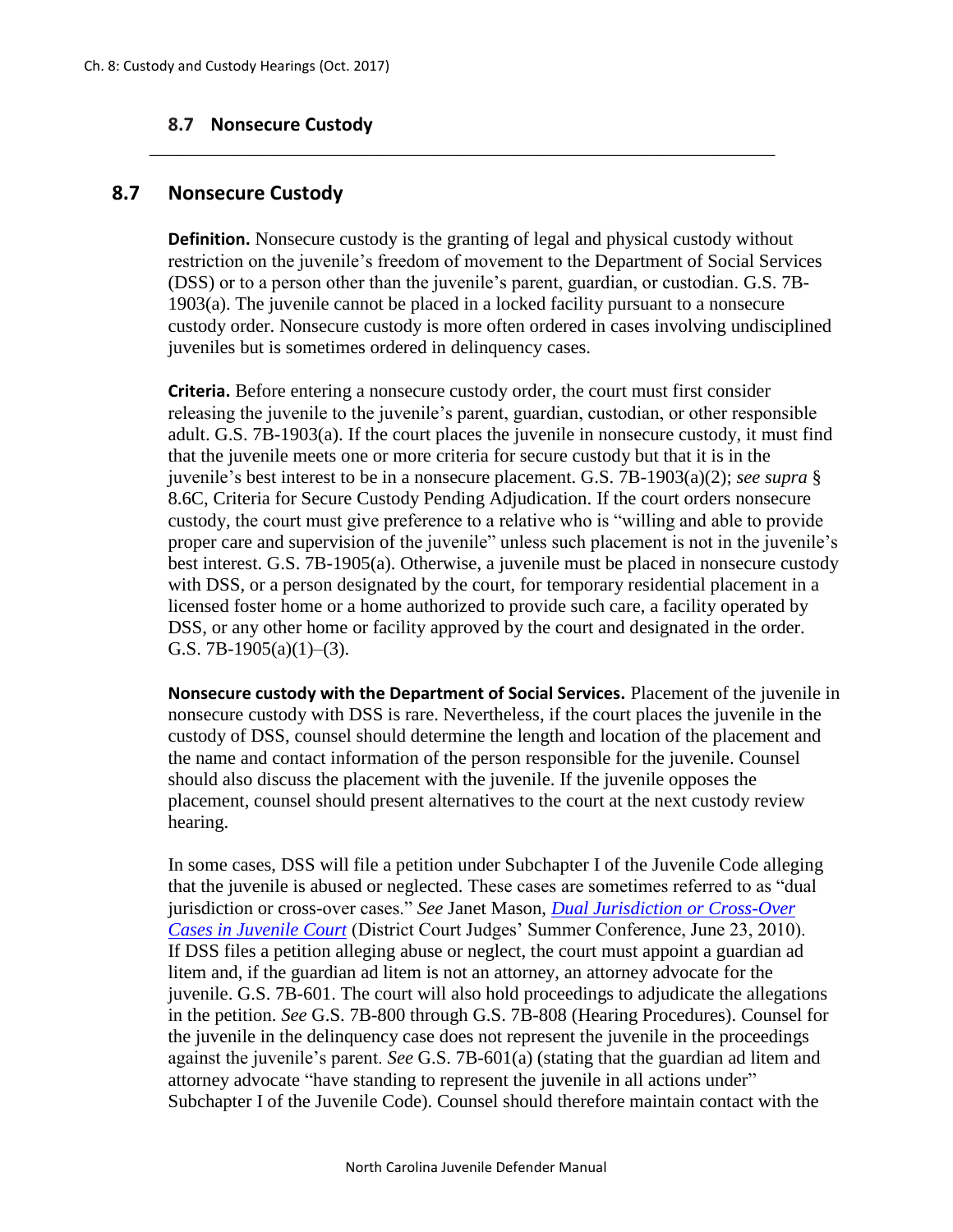## 8.7 Nonsecure Custody

**Definition.** Nonsecure custody is the granting of legal and physical custody without restriction on the juvenile's freedom of movement to the Department of Social Services (DSS) or to a person other than the juvenile's parent, guardian, or custodian. G.S. 7B-1903(a). The juvenile cannot be placed in a locked facility pursuant to a nonsecure custody order. Nonsecure custody is more often ordered in cases involving undisciplined juveniles but is sometimes ordered in delinquency cases.

**Criteria.** Before entering a nonsecure custody order, the court must first consider releasing the juvenile to the juvenile's parent, guardian, custodian, or other responsible adult. G.S. 7B-1903(a). If the court places the juvenile in nonsecure custody, it must find that the juvenile meets one or more criteria for secure custody but that it is in the juvenile's best interest to be in a nonsecure placement. G.S. 7B-1903(a)(2); *see supra* § 8.6C, Criteria for Secure Custody Pending Adjudication. If the court orders nonsecure custody, the court must give preference to a relative who is "willing and able to provide proper care and supervision of the juvenile" unless such placement is not in the juvenile's best interest. G.S. 7B-1905(a). Otherwise, a juvenile must be placed in nonsecure custody with DSS, or a person designated by the court, for temporary residential placement in a licensed foster home or a home authorized to provide such care, a facility operated by DSS, or any other home or facility approved by the court and designated in the order. G.S. 7B-1905(a)(1)–(3).

**Nonsecure custody with the Department of Social Services.** Placement of the juvenile in nonsecure custody with DSS is rare. Nevertheless, if the court places the juvenile in the custody of DSS, counsel should determine the length and location of the placement and the name and contact information of the person responsible for the juvenile. Counsel should also discuss the placement with the juvenile. If the juvenile opposes the placement, counsel should present alternatives to the court at the next custody review hearing.

In some cases, DSS will file a petition under Subchapter I of the Juvenile Code alleging that the juvenile is abused or neglected. These cases are sometimes referred to as "dual jurisdiction or cross-over cases." *See* Janet Mason, *Dual Jurisdiction or Cross-Over Cases in Juvenile Court* (District Court Judges' Summer Conference, June 23, 2010). If DSS files a petition alleging abuse or neglect, the court must appoint a guardian ad litem and, if the guardian ad litem is not an attorney, an attorney advocate for the juvenile. G.S. 7B-601. The court will also hold proceedings to adjudicate the allegations in the petition. *See* G.S. 7B-800 through G.S. 7B-808 (Hearing Procedures). Counsel for the juvenile in the delinquency case does not represent the juvenile in the proceedings against the juvenile's parent. *See* G.S. 7B-601(a) (stating that the guardian ad litem and attorney advocate "have standing to represent the juvenile in all actions under" Subchapter I of the Juvenile Code). Counsel should therefore maintain contact with the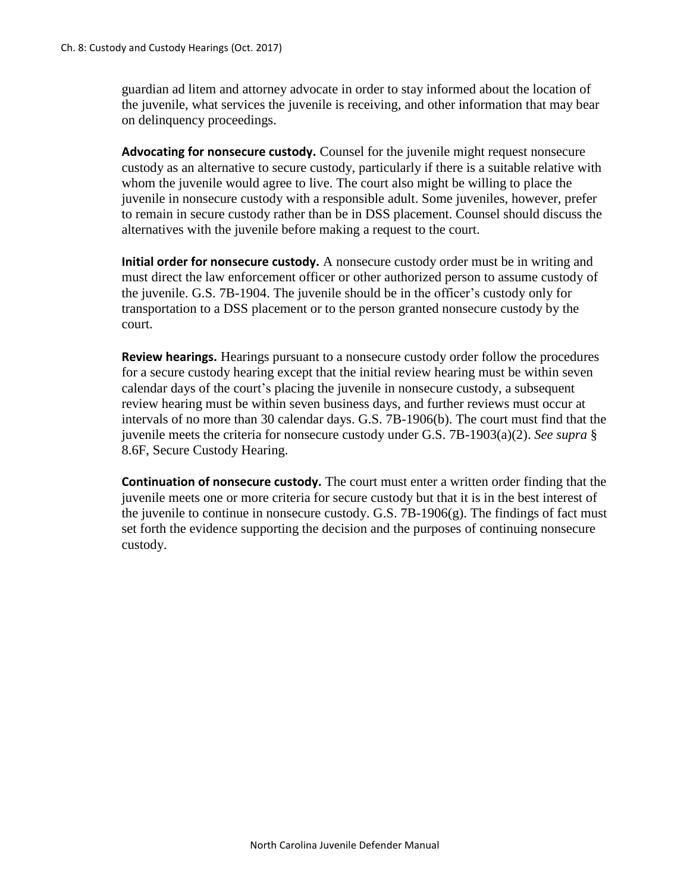guardian ad litem and attorney advocate in order to stay informed about the location of the juvenile, what services the juvenile is receiving, and other information that may bear on delinquency proceedings.

**Advocating for nonsecure custody.** Counsel for the juvenile might request nonsecure custody as an alternative to secure custody, particularly if there is a suitable relative with whom the juvenile would agree to live. The court also might be willing to place the juvenile in nonsecure custody with a responsible adult. Some juveniles, however, prefer to remain in secure custody rather than be in DSS placement. Counsel should discuss the alternatives with the juvenile before making a request to the court.

**Initial order for nonsecure custody.** A nonsecure custody order must be in writing and must direct the law enforcement officer or other authorized person to assume custody of the juvenile. G.S. 7B-1904. The juvenile should be in the officer's custody only for transportation to a DSS placement or to the person granted nonsecure custody by the court.

**Review hearings.** Hearings pursuant to a nonsecure custody order follow the procedures for a secure custody hearing except that the initial review hearing must be within seven calendar days of the court's placing the juvenile in nonsecure custody, a subsequent review hearing must be within seven business days, and further reviews must occur at intervals of no more than 30 calendar days. G.S. 7B-1906(b). The court must find that the juvenile meets the criteria for nonsecure custody under G.S. 7B-1903(a)(2). *See supra* § 8.6F, Secure Custody Hearing.

**Continuation of nonsecure custody.** The court must enter a written order finding that the juvenile meets one or more criteria for secure custody but that it is in the best interest of the juvenile to continue in nonsecure custody. G.S. 7B-1906(g). The findings of fact must set forth the evidence supporting the decision and the purposes of continuing nonsecure custody.